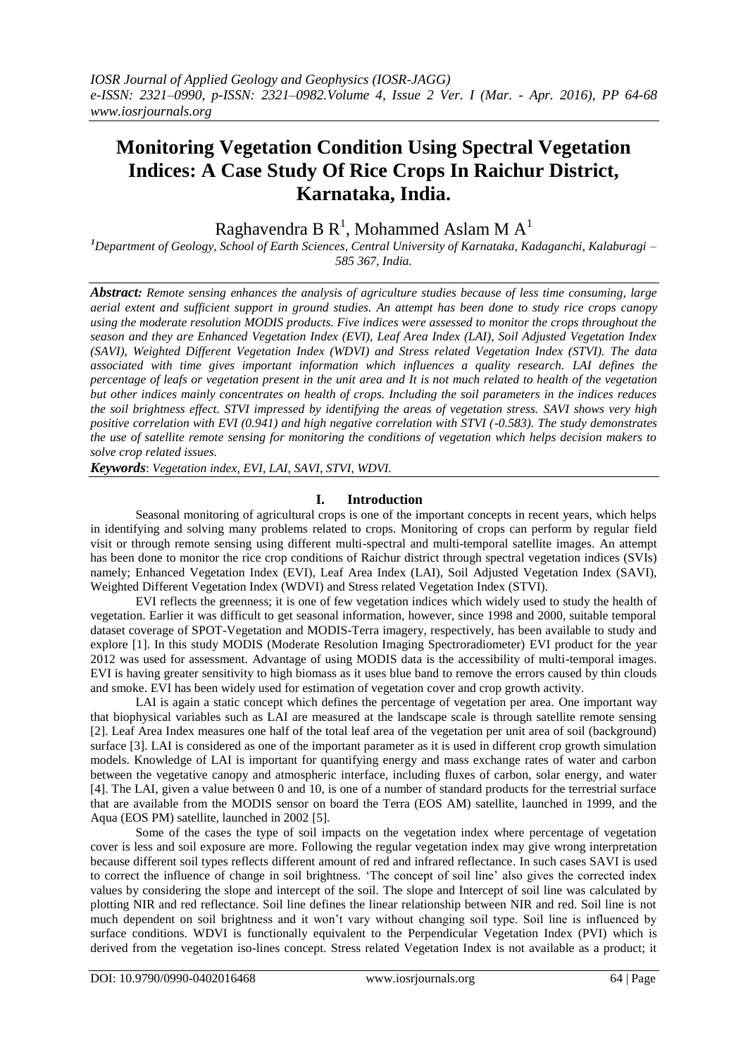# Monitoring Vegetation Condition Using Spectral Vegetation Indices: A Case Study Of Rice Crops In Raichur District, Karnataka, India.

Raghavendra B R[1], Mohammed Aslam M A[1]

[1]*Department of Geology, School of Earth Sciences, Central University of Karnataka, Kadaganchi, Kalaburagi – 585 367, India.*

***Abstract:*** *Remote sensing enhances the analysis of agriculture studies because of less time consuming, large aerial extent and sufficient support in ground studies. An attempt has been done to study rice crops canopy using the moderate resolution MODIS products. Five indices were assessed to monitor the crops throughout the season and they are Enhanced Vegetation Index (EVI), Leaf Area Index (LAI), Soil Adjusted Vegetation Index (SAVI), Weighted Different Vegetation Index (WDVI) and Stress related Vegetation Index (STVI). The data associated with time gives important information which influences a quality research. LAI defines the percentage of leafs or vegetation present in the unit area and It is not much related to health of the vegetation but other indices mainly concentrates on health of crops. Including the soil parameters in the indices reduces the soil brightness effect. STVI impressed by identifying the areas of vegetation stress. SAVI shows very high positive correlation with EVI (0.941) and high negative correlation with STVI (-0.583). The study demonstrates the use of satellite remote sensing for monitoring the conditions of vegetation which helps decision makers to solve crop related issues.*

***Keywords***: *Vegetation index, EVI, LAI, SAVI, STVI, WDVI.*

## I. Introduction

Seasonal monitoring of agricultural crops is one of the important concepts in recent years, which helps in identifying and solving many problems related to crops. Monitoring of crops can perform by regular field visit or through remote sensing using different multi-spectral and multi-temporal satellite images. An attempt has been done to monitor the rice crop conditions of Raichur district through spectral vegetation indices (SVIs) namely; Enhanced Vegetation Index (EVI), Leaf Area Index (LAI), Soil Adjusted Vegetation Index (SAVI), Weighted Different Vegetation Index (WDVI) and Stress related Vegetation Index (STVI).

EVI reflects the greenness; it is one of few vegetation indices which widely used to study the health of vegetation. Earlier it was difficult to get seasonal information, however, since 1998 and 2000, suitable temporal dataset coverage of SPOT-Vegetation and MODIS-Terra imagery, respectively, has been available to study and explore [1]. In this study MODIS (Moderate Resolution Imaging Spectroradiometer) EVI product for the year 2012 was used for assessment. Advantage of using MODIS data is the accessibility of multi-temporal images. EVI is having greater sensitivity to high biomass as it uses blue band to remove the errors caused by thin clouds and smoke. EVI has been widely used for estimation of vegetation cover and crop growth activity.

LAI is again a static concept which defines the percentage of vegetation per area. One important way that biophysical variables such as LAI are measured at the landscape scale is through satellite remote sensing [2]. Leaf Area Index measures one half of the total leaf area of the vegetation per unit area of soil (background) surface [3]. LAI is considered as one of the important parameter as it is used in different crop growth simulation models. Knowledge of LAI is important for quantifying energy and mass exchange rates of water and carbon between the vegetative canopy and atmospheric interface, including fluxes of carbon, solar energy, and water [4]. The LAI, given a value between 0 and 10, is one of a number of standard products for the terrestrial surface that are available from the MODIS sensor on board the Terra (EOS AM) satellite, launched in 1999, and the Aqua (EOS PM) satellite, launched in 2002 [5].

Some of the cases the type of soil impacts on the vegetation index where percentage of vegetation cover is less and soil exposure are more. Following the regular vegetation index may give wrong interpretation because different soil types reflects different amount of red and infrared reflectance. In such cases SAVI is used to correct the influence of change in soil brightness. 'The concept of soil line' also gives the corrected index values by considering the slope and intercept of the soil. The slope and Intercept of soil line was calculated by plotting NIR and red reflectance. Soil line defines the linear relationship between NIR and red. Soil line is not much dependent on soil brightness and it won't vary without changing soil type. Soil line is influenced by surface conditions. WDVI is functionally equivalent to the Perpendicular Vegetation Index (PVI) which is derived from the vegetation iso-lines concept. Stress related Vegetation Index is not available as a product; it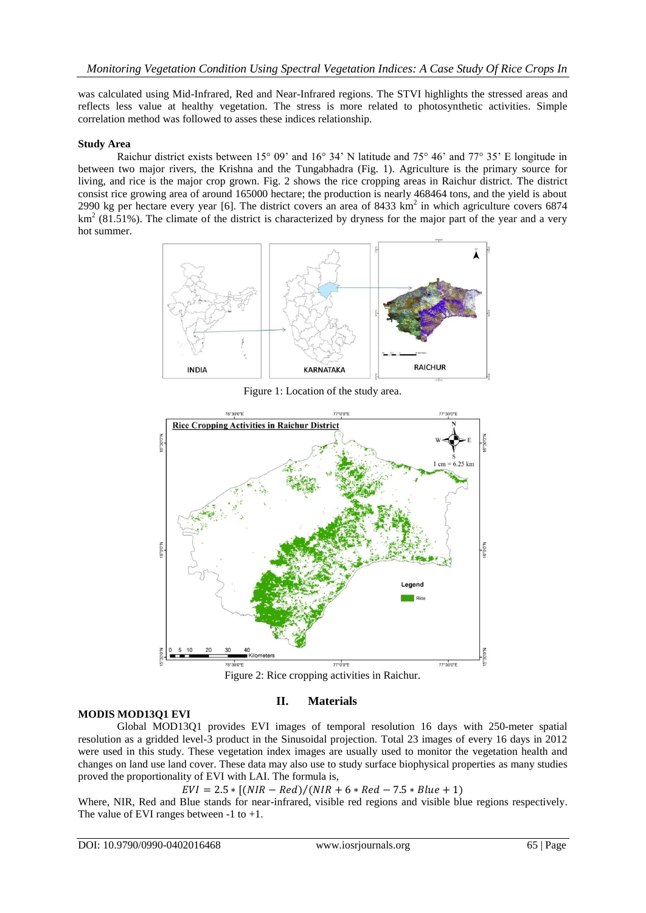was calculated using Mid-Infrared, Red and Near-Infrared regions. The STVI highlights the stressed areas and reflects less value at healthy vegetation. The stress is more related to photosynthetic activities. Simple correlation method was followed to asses these indices relationship.

**Study Area**

Raichur district exists between 15° 09' and 16° 34' N latitude and 75° 46' and 77° 35' E longitude in between two major rivers, the Krishna and the Tungabhadra (Fig. 1). Agriculture is the primary source for living, and rice is the major crop grown. Fig. 2 shows the rice cropping areas in Raichur district. The district consist rice growing area of around 165000 hectare; the production is nearly 468464 tons, and the yield is about 2990 kg per hectare every year [6]. The district covers an area of 8433 $km^2$ in which agriculture covers 6874 $km^2$ (81.51%). The climate of the district is characterized by dryness for the major part of the year and a very hot summer.

Figure 1: Location of the study area.

Figure 2: Rice cropping activities in Raichur.

## II. Materials

**MODIS MOD13Q1 EVI**

Global MOD13Q1 provides EVI images of temporal resolution 16 days with 250-meter spatial resolution as a gridded level-3 product in the Sinusoidal projection. Total 23 images of every 16 days in 2012 were used in this study. These vegetation index images are usually used to monitor the vegetation health and changes on land use land cover. These data may also use to study surface biophysical properties as many studies proved the proportionality of EVI with LAI. The formula is,

$$EVI = 2.5 * [(NIR - Red)/(NIR + 6 * Red - 7.5 * Blue + 1)$$

Where, NIR, Red and Blue stands for near-infrared, visible red regions and visible blue regions respectively. The value of EVI ranges between -1 to +1.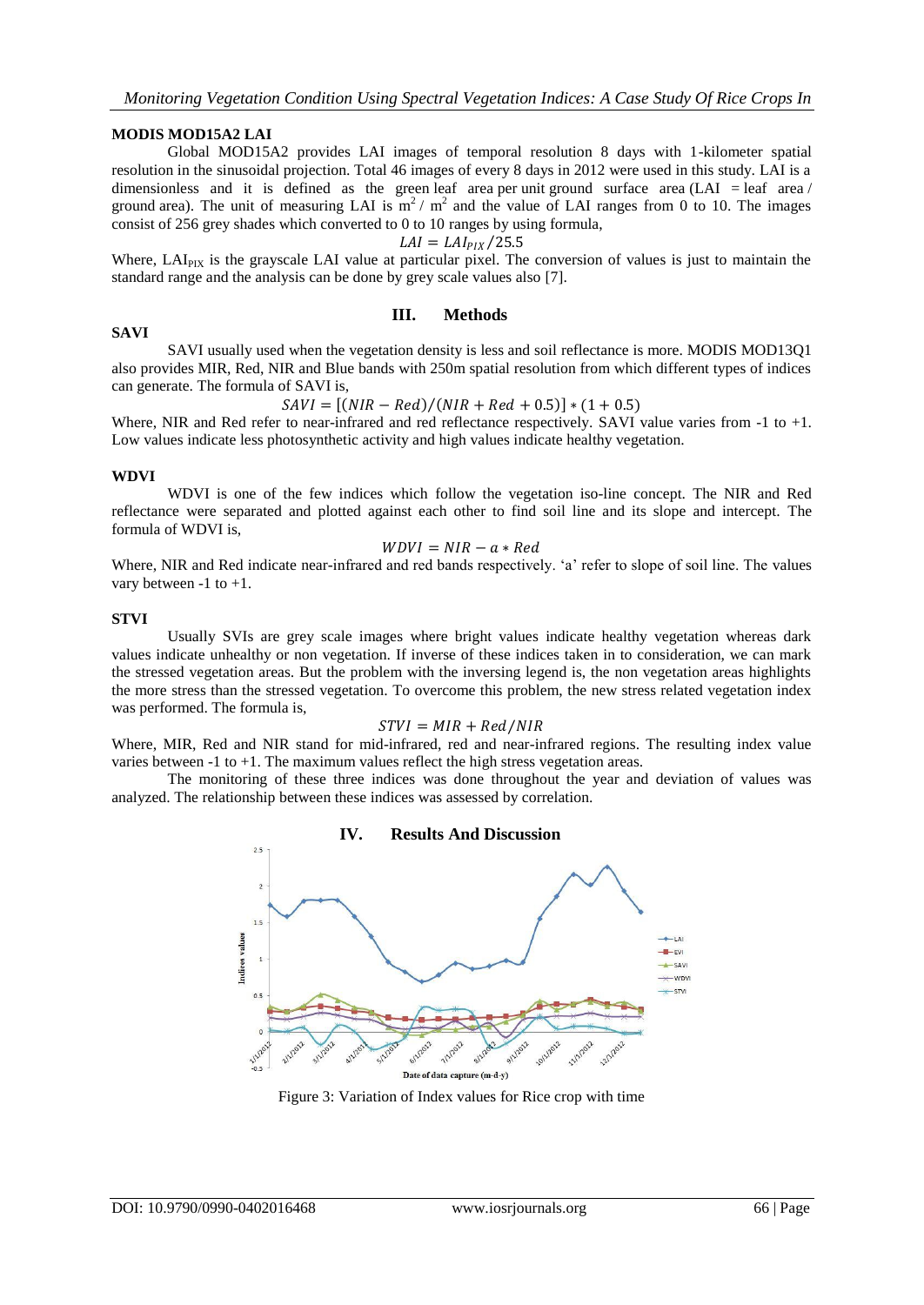### MODIS MOD15A2 LAI

Global MOD15A2 provides LAI images of temporal resolution 8 days with 1-kilometer spatial resolution in the sinusoidal projection. Total 46 images of every 8 days in 2012 were used in this study. LAI is a dimensionless and it is defined as the green leaf area per unit ground surface area (LAI = leaf area / ground area). The unit of measuring LAI is $m^2 / m^2$ and the value of LAI ranges from 0 to 10. The images consist of 256 grey shades which converted to 0 to 10 ranges by using formula,

$$LAI = LAI_{PIX}/25.5$$

Where, $LAI_{PIX}$ is the grayscale LAI value at particular pixel. The conversion of values is just to maintain the standard range and the analysis can be done by grey scale values also [7].

## III. Methods

### SAVI

SAVI usually used when the vegetation density is less and soil reflectance is more. MODIS MOD13Q1 also provides MIR, Red, NIR and Blue bands with 250m spatial resolution from which different types of indices can generate. The formula of SAVI is,

$$SAVI = [(NIR - Red)/(NIR + Red + 0.5)] * (1 + 0.5)$$

Where, NIR and Red refer to near-infrared and red reflectance respectively. SAVI value varies from -1 to +1. Low values indicate less photosynthetic activity and high values indicate healthy vegetation.

### WDVI

WDVI is one of the few indices which follow the vegetation iso-line concept. The NIR and Red reflectance were separated and plotted against each other to find soil line and its slope and intercept. The formula of WDVI is,

$$WDVI = NIR - a * Red$$

Where, NIR and Red indicate near-infrared and red bands respectively. 'a' refer to slope of soil line. The values vary between -1 to +1.

### STVI

Usually SVIs are grey scale images where bright values indicate healthy vegetation whereas dark values indicate unhealthy or non vegetation. If inverse of these indices taken in to consideration, we can mark the stressed vegetation areas. But the problem with the inversing legend is, the non vegetation areas highlights the more stress than the stressed vegetation. To overcome this problem, the new stress related vegetation index was performed. The formula is,

$$STVI = MIR + Red/NIR$$

Where, MIR, Red and NIR stand for mid-infrared, red and near-infrared regions. The resulting index value varies between -1 to +1. The maximum values reflect the high stress vegetation areas.

The monitoring of these three indices was done throughout the year and deviation of values was analyzed. The relationship between these indices was assessed by correlation.

## IV. Results And Discussion

Figure 3: Variation of Index values for Rice crop with time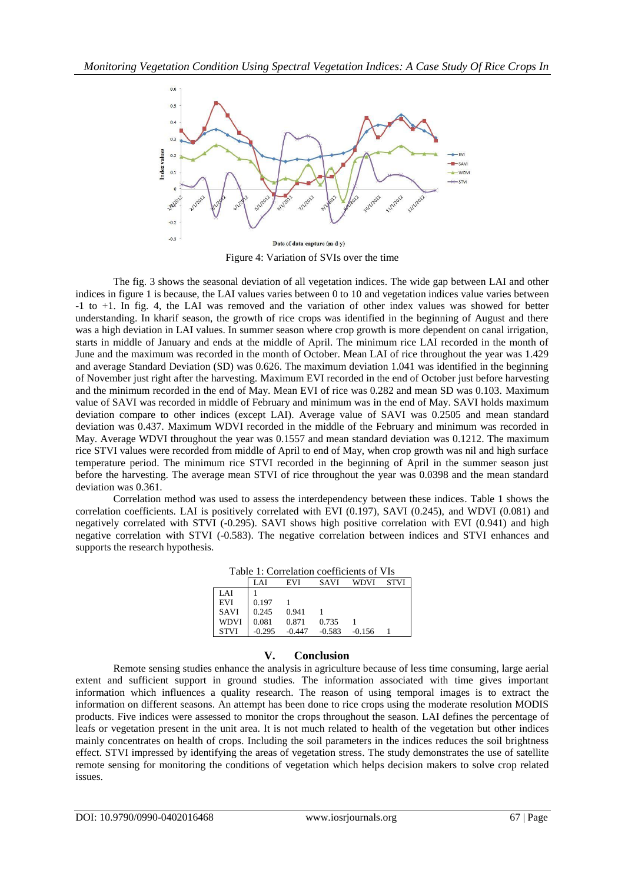Figure 4: Variation of SVIs over the time

The fig. 3 shows the seasonal deviation of all vegetation indices. The wide gap between LAI and other indices in figure 1 is because, the LAI values varies between 0 to 10 and vegetation indices value varies between -1 to +1. In fig. 4, the LAI was removed and the variation of other index values was showed for better understanding. In kharif season, the growth of rice crops was identified in the beginning of August and there was a high deviation in LAI values. In summer season where crop growth is more dependent on canal irrigation, starts in middle of January and ends at the middle of April. The minimum rice LAI recorded in the month of June and the maximum was recorded in the month of October. Mean LAI of rice throughout the year was 1.429 and average Standard Deviation (SD) was 0.626. The maximum deviation 1.041 was identified in the beginning of November just right after the harvesting. Maximum EVI recorded in the end of October just before harvesting and the minimum recorded in the end of May. Mean EVI of rice was 0.282 and mean SD was 0.103. Maximum value of SAVI was recorded in middle of February and minimum was in the end of May. SAVI holds maximum deviation compare to other indices (except LAI). Average value of SAVI was 0.2505 and mean standard deviation was 0.437. Maximum WDVI recorded in the middle of the February and minimum was recorded in May. Average WDVI throughout the year was 0.1557 and mean standard deviation was 0.1212. The maximum rice STVI values were recorded from middle of April to end of May, when crop growth was nil and high surface temperature period. The minimum rice STVI recorded in the beginning of April in the summer season just before the harvesting. The average mean STVI of rice throughout the year was 0.0398 and the mean standard deviation was 0.361.

Correlation method was used to assess the interdependency between these indices. Table 1 shows the correlation coefficients. LAI is positively correlated with EVI (0.197), SAVI (0.245), and WDVI (0.081) and negatively correlated with STVI (-0.295). SAVI shows high positive correlation with EVI (0.941) and high negative correlation with STVI (-0.583). The negative correlation between indices and STVI enhances and supports the research hypothesis.

Table 1: Correlation coefficients of VIs

| | LAI | EVI | SAVI | WDVI | STVI |
|---|---|---|---|---|---|
| LAI | 1 | | | | |
| EVI | 0.197 | 1 | | | |
| SAVI | 0.245 | 0.941 | 1 | | |
| WDVI | 0.081 | 0.871 | 0.735 | 1 | |
| STVI | -0.295 | -0.447 | -0.583 | -0.156 | 1 |

## V. Conclusion

Remote sensing studies enhance the analysis in agriculture because of less time consuming, large aerial extent and sufficient support in ground studies. The information associated with time gives important information which influences a quality research. The reason of using temporal images is to extract the information on different seasons. An attempt has been done to rice crops using the moderate resolution MODIS products. Five indices were assessed to monitor the crops throughout the season. LAI defines the percentage of leafs or vegetation present in the unit area. It is not much related to health of the vegetation but other indices mainly concentrates on health of crops. Including the soil parameters in the indices reduces the soil brightness effect. STVI impressed by identifying the areas of vegetation stress. The study demonstrates the use of satellite remote sensing for monitoring the conditions of vegetation which helps decision makers to solve crop related issues.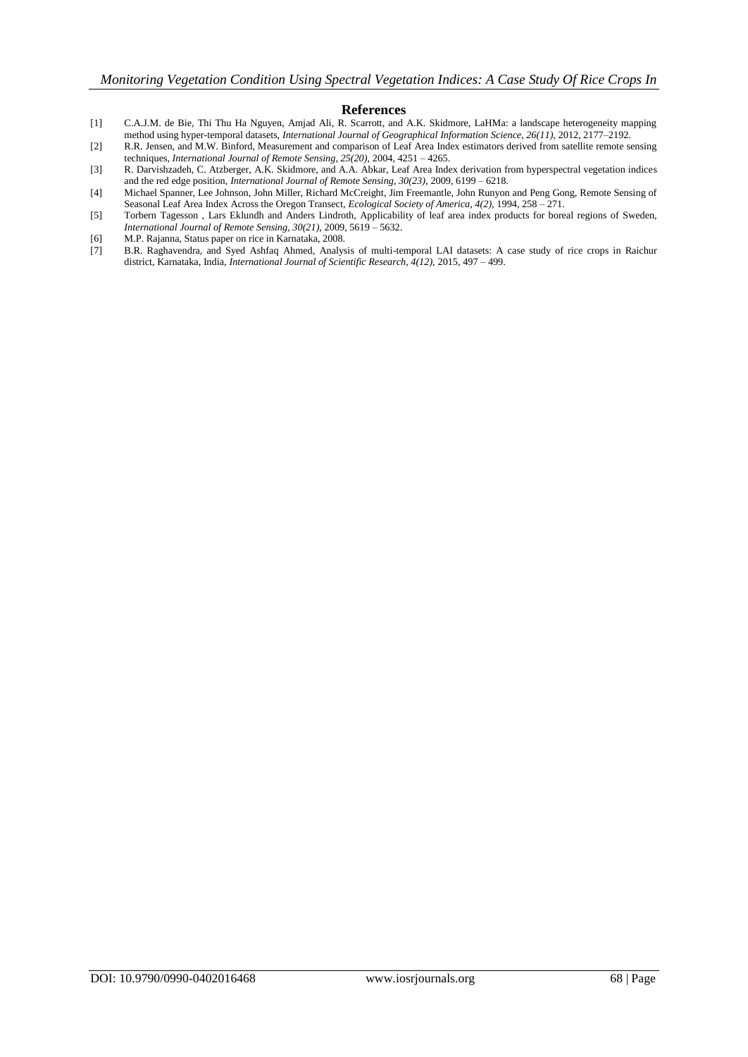## References

[1] C.A.J.M. de Bie, Thi Thu Ha Nguyen, Amjad Ali, R. Scarrott, and A.K. Skidmore, LaHMa: a landscape heterogeneity mapping method using hyper-temporal datasets, *International Journal of Geographical Information Science, 26(11)*, 2012, 2177–2192.

[2] R.R. Jensen, and M.W. Binford, Measurement and comparison of Leaf Area Index estimators derived from satellite remote sensing techniques, *International Journal of Remote Sensing, 25(20)*, 2004, 4251 – 4265.

[3] R. Darvishzadeh, C. Atzberger, A.K. Skidmore, and A.A. Abkar, Leaf Area Index derivation from hyperspectral vegetation indices and the red edge position, *International Journal of Remote Sensing, 30(23)*, 2009, 6199 – 6218.

[4] Michael Spanner, Lee Johnson, John Miller, Richard McCreight, Jim Freemantle, John Runyon and Peng Gong, Remote Sensing of Seasonal Leaf Area Index Across the Oregon Transect, *Ecological Society of America, 4(2)*, 1994, 258 – 271.

[5] Torbern Tagesson , Lars Eklundh and Anders Lindroth, Applicability of leaf area index products for boreal regions of Sweden, *International Journal of Remote Sensing, 30(21)*, 2009, 5619 – 5632.

[6] M.P. Rajanna, Status paper on rice in Karnataka, 2008.

[7] B.R. Raghavendra, and Syed Ashfaq Ahmed, Analysis of multi-temporal LAI datasets: A case study of rice crops in Raichur district, Karnataka, India, *International Journal of Scientific Research, 4(12)*, 2015, 497 – 499.